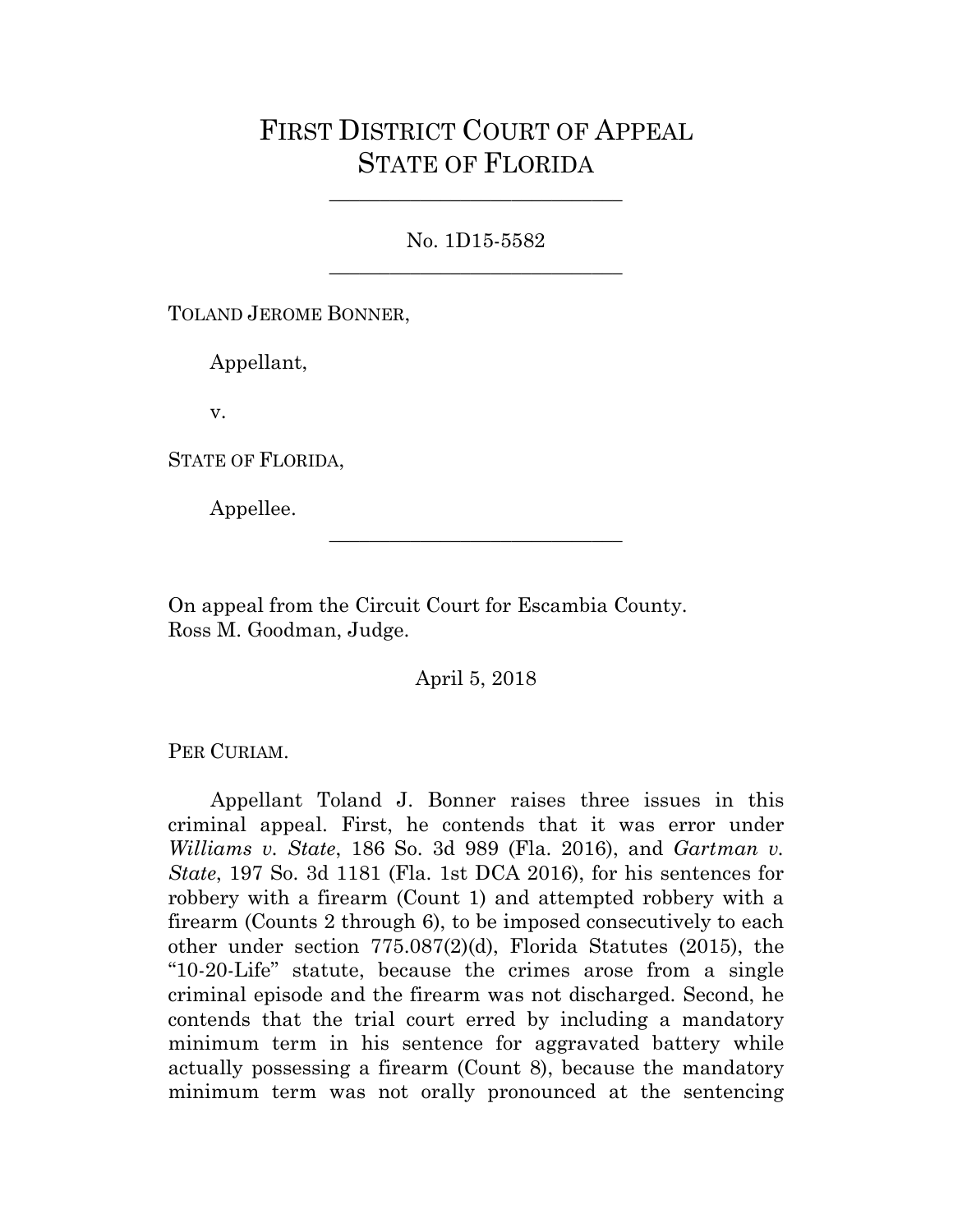# FIRST DISTRICT COURT OF APPEAL
# STATE OF FLORIDA

---

No. 1D15-5582

---

TOLAND JEROME BONNER,

Appellant,

v.

STATE OF FLORIDA,

Appellee.

---

On appeal from the Circuit Court for Escambia County.
Ross M. Goodman, Judge.

April 5, 2018

PER CURIAM.

Appellant Toland J. Bonner raises three issues in this criminal appeal. First, he contends that it was error under *Williams v. State*, 186 So. 3d 989 (Fla. 2016), and *Gartman v. State*, 197 So. 3d 1181 (Fla. 1st DCA 2016), for his sentences for robbery with a firearm (Count 1) and attempted robbery with a firearm (Counts 2 through 6), to be imposed consecutively to each other under section 775.087(2)(d), Florida Statutes (2015), the "10-20-Life" statute, because the crimes arose from a single criminal episode and the firearm was not discharged. Second, he contends that the trial court erred by including a mandatory minimum term in his sentence for aggravated battery while actually possessing a firearm (Count 8), because the mandatory minimum term was not orally pronounced at the sentencing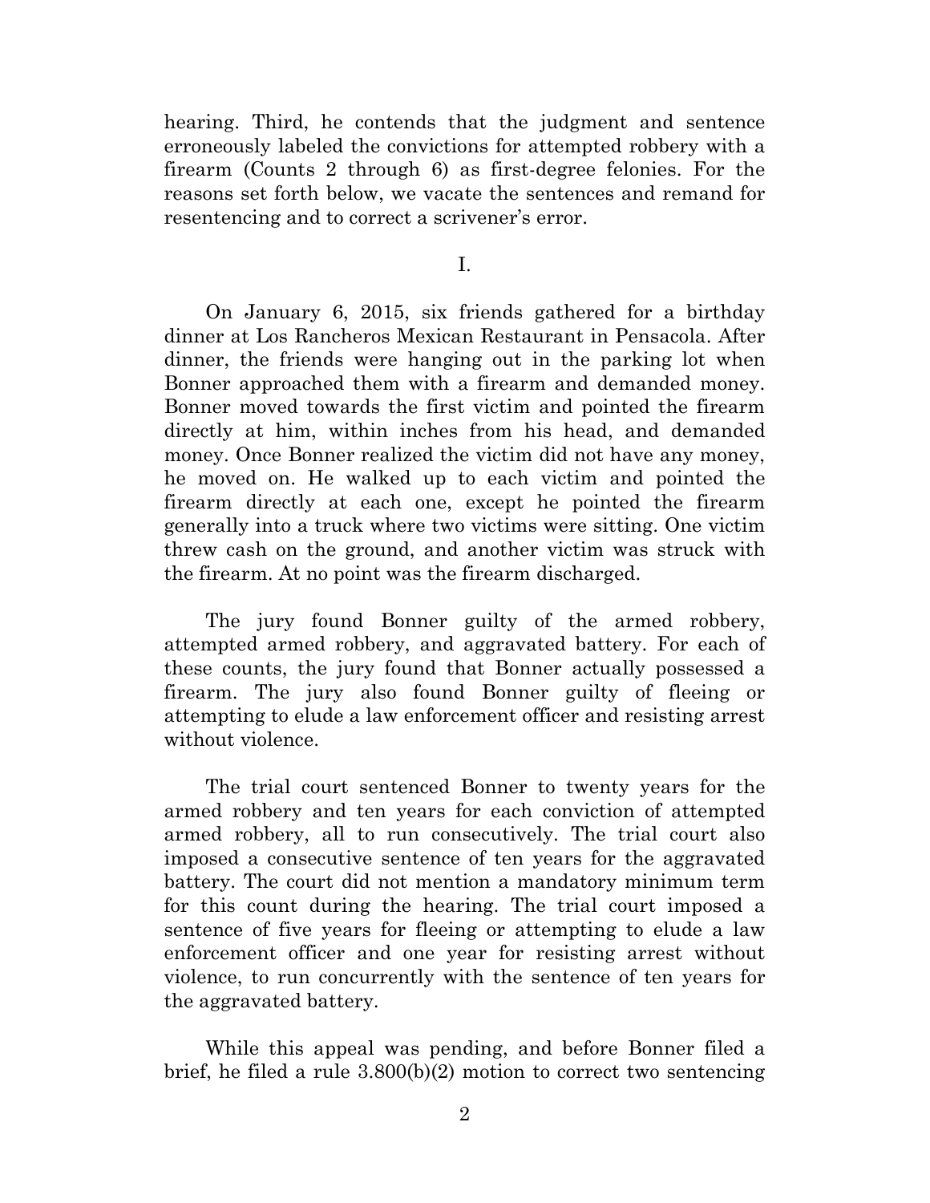hearing. Third, he contends that the judgment and sentence erroneously labeled the convictions for attempted robbery with a firearm (Counts 2 through 6) as first-degree felonies. For the reasons set forth below, we vacate the sentences and remand for resentencing and to correct a scrivener's error.

I.

On January 6, 2015, six friends gathered for a birthday dinner at Los Rancheros Mexican Restaurant in Pensacola. After dinner, the friends were hanging out in the parking lot when Bonner approached them with a firearm and demanded money. Bonner moved towards the first victim and pointed the firearm directly at him, within inches from his head, and demanded money. Once Bonner realized the victim did not have any money, he moved on. He walked up to each victim and pointed the firearm directly at each one, except he pointed the firearm generally into a truck where two victims were sitting. One victim threw cash on the ground, and another victim was struck with the firearm. At no point was the firearm discharged.

The jury found Bonner guilty of the armed robbery, attempted armed robbery, and aggravated battery. For each of these counts, the jury found that Bonner actually possessed a firearm. The jury also found Bonner guilty of fleeing or attempting to elude a law enforcement officer and resisting arrest without violence.

The trial court sentenced Bonner to twenty years for the armed robbery and ten years for each conviction of attempted armed robbery, all to run consecutively. The trial court also imposed a consecutive sentence of ten years for the aggravated battery. The court did not mention a mandatory minimum term for this count during the hearing. The trial court imposed a sentence of five years for fleeing or attempting to elude a law enforcement officer and one year for resisting arrest without violence, to run concurrently with the sentence of ten years for the aggravated battery.

While this appeal was pending, and before Bonner filed a brief, he filed a rule 3.800(b)(2) motion to correct two sentencing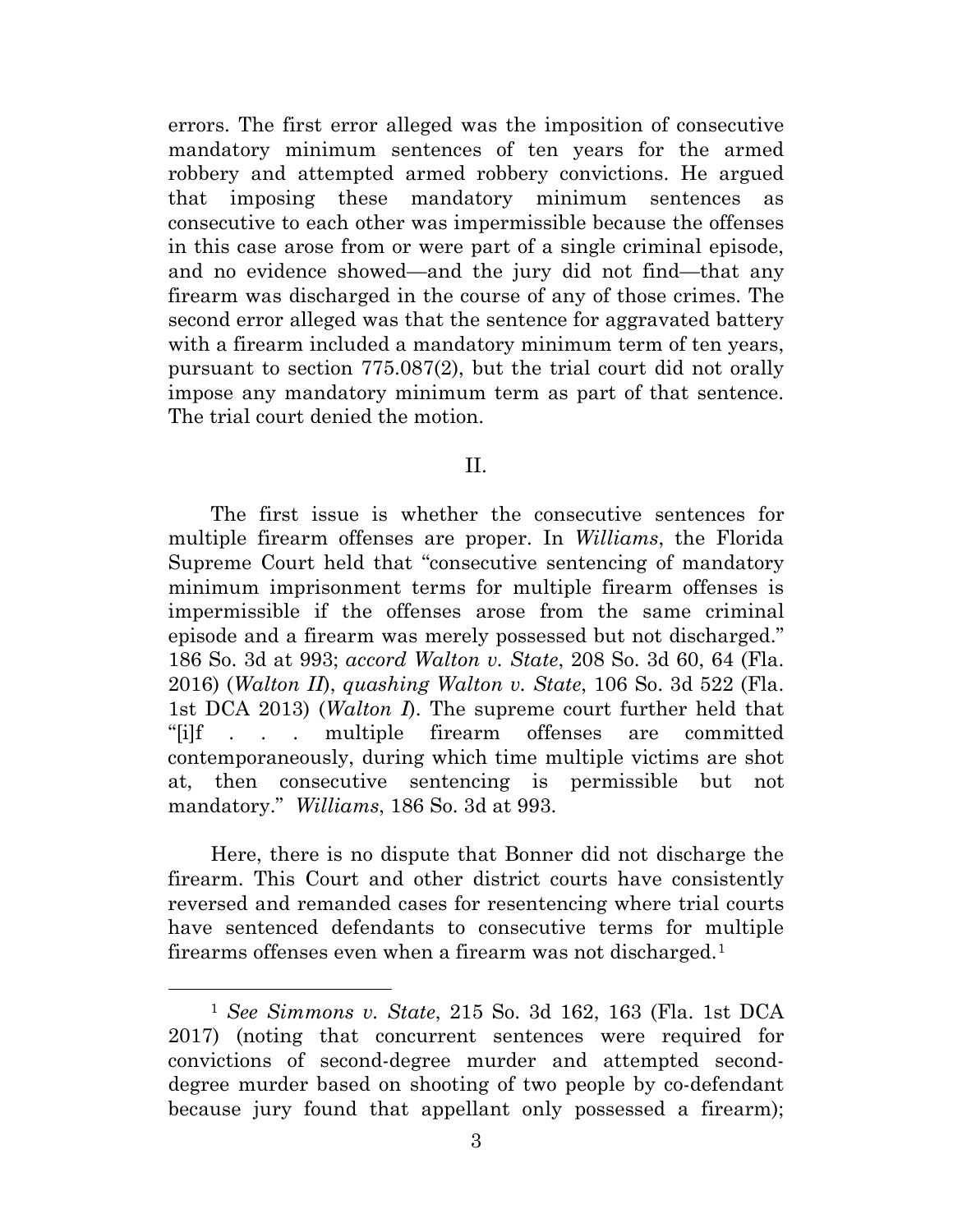errors. The first error alleged was the imposition of consecutive mandatory minimum sentences of ten years for the armed robbery and attempted armed robbery convictions. He argued that imposing these mandatory minimum sentences as consecutive to each other was impermissible because the offenses in this case arose from or were part of a single criminal episode, and no evidence showed—and the jury did not find—that any firearm was discharged in the course of any of those crimes. The second error alleged was that the sentence for aggravated battery with a firearm included a mandatory minimum term of ten years, pursuant to section 775.087(2), but the trial court did not orally impose any mandatory minimum term as part of that sentence. The trial court denied the motion.

## II.

The first issue is whether the consecutive sentences for multiple firearm offenses are proper. In *Williams*, the Florida Supreme Court held that "consecutive sentencing of mandatory minimum imprisonment terms for multiple firearm offenses is impermissible if the offenses arose from the same criminal episode and a firearm was merely possessed but not discharged." 186 So. 3d at 993; *accord Walton v. State*, 208 So. 3d 60, 64 (Fla. 2016) (*Walton II*), *quashing Walton v. State*, 106 So. 3d 522 (Fla. 1st DCA 2013) (*Walton I*). The supreme court further held that "[i]f . . . multiple firearm offenses are committed contemporaneously, during which time multiple victims are shot at, then consecutive sentencing is permissible but not mandatory." *Williams*, 186 So. 3d at 993.

Here, there is no dispute that Bonner did not discharge the firearm. This Court and other district courts have consistently reversed and remanded cases for resentencing where trial courts have sentenced defendants to consecutive terms for multiple firearms offenses even when a firearm was not discharged.[1]

---

[1] *See Simmons v. State*, 215 So. 3d 162, 163 (Fla. 1st DCA 2017) (noting that concurrent sentences were required for convictions of second-degree murder and attempted second-degree murder based on shooting of two people by co-defendant because jury found that appellant only possessed a firearm);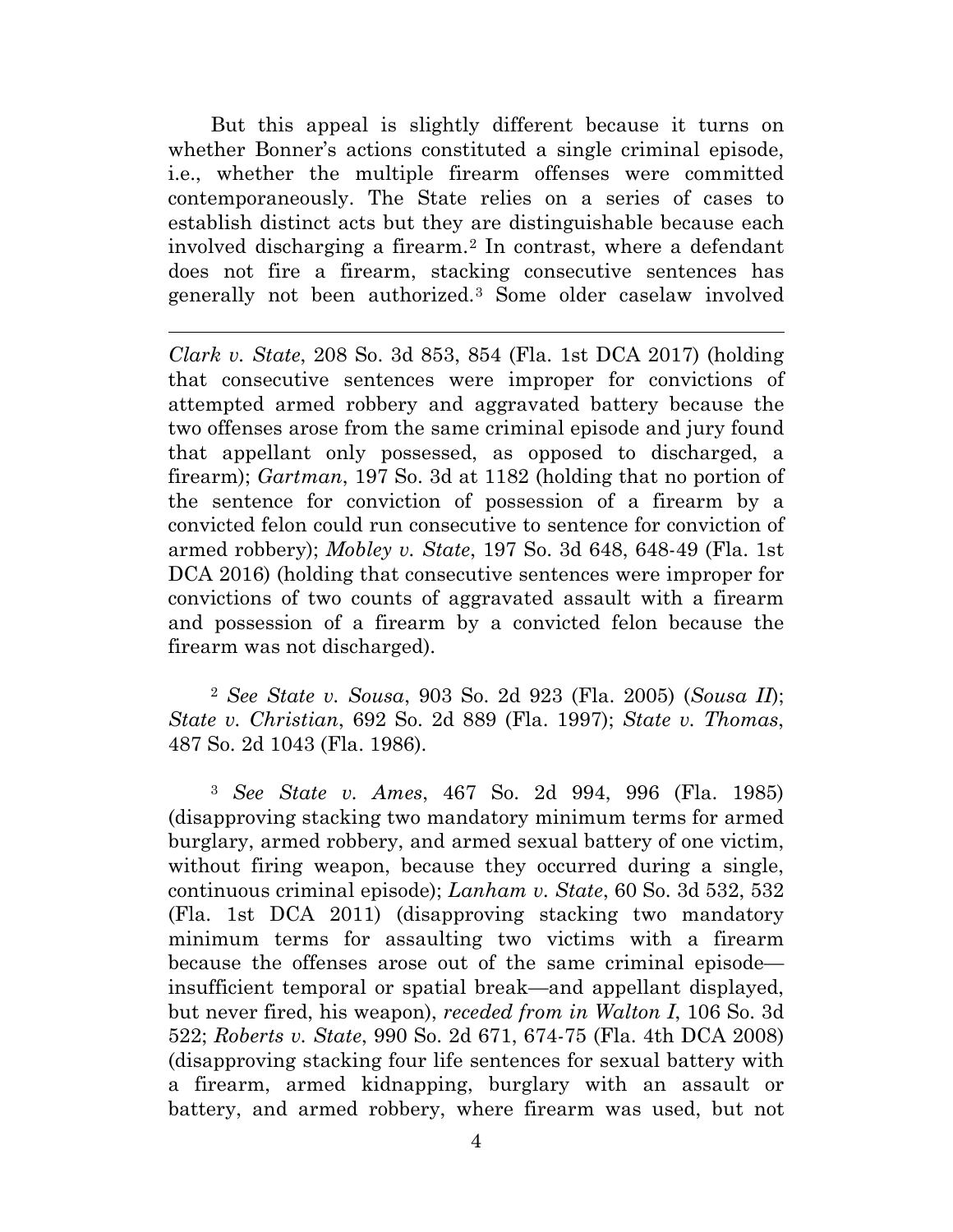But this appeal is slightly different because it turns on whether Bonner's actions constituted a single criminal episode, i.e., whether the multiple firearm offenses were committed contemporaneously. The State relies on a series of cases to establish distinct acts but they are distinguishable because each involved discharging a firearm.[2] In contrast, where a defendant does not fire a firearm, stacking consecutive sentences has generally not been authorized.[3] Some older caselaw involved

---

*Clark v. State*, 208 So. 3d 853, 854 (Fla. 1st DCA 2017) (holding that consecutive sentences were improper for convictions of attempted armed robbery and aggravated battery because the two offenses arose from the same criminal episode and jury found that appellant only possessed, as opposed to discharged, a firearm); *Gartman*, 197 So. 3d at 1182 (holding that no portion of the sentence for conviction of possession of a firearm by a convicted felon could run consecutive to sentence for conviction of armed robbery); *Mobley v. State*, 197 So. 3d 648, 648-49 (Fla. 1st DCA 2016) (holding that consecutive sentences were improper for convictions of two counts of aggravated assault with a firearm and possession of a firearm by a convicted felon because the firearm was not discharged).

[2] *See State v. Sousa*, 903 So. 2d 923 (Fla. 2005) (*Sousa II*); *State v. Christian*, 692 So. 2d 889 (Fla. 1997); *State v. Thomas*, 487 So. 2d 1043 (Fla. 1986).

[3] *See State v. Ames*, 467 So. 2d 994, 996 (Fla. 1985) (disapproving stacking two mandatory minimum terms for armed burglary, armed robbery, and armed sexual battery of one victim, without firing weapon, because they occurred during a single, continuous criminal episode); *Lanham v. State*, 60 So. 3d 532, 532 (Fla. 1st DCA 2011) (disapproving stacking two mandatory minimum terms for assaulting two victims with a firearm because the offenses arose out of the same criminal episode—insufficient temporal or spatial break—and appellant displayed, but never fired, his weapon), *receded from in Walton I*, 106 So. 3d 522; *Roberts v. State*, 990 So. 2d 671, 674-75 (Fla. 4th DCA 2008) (disapproving stacking four life sentences for sexual battery with a firearm, armed kidnapping, burglary with an assault or battery, and armed robbery, where firearm was used, but not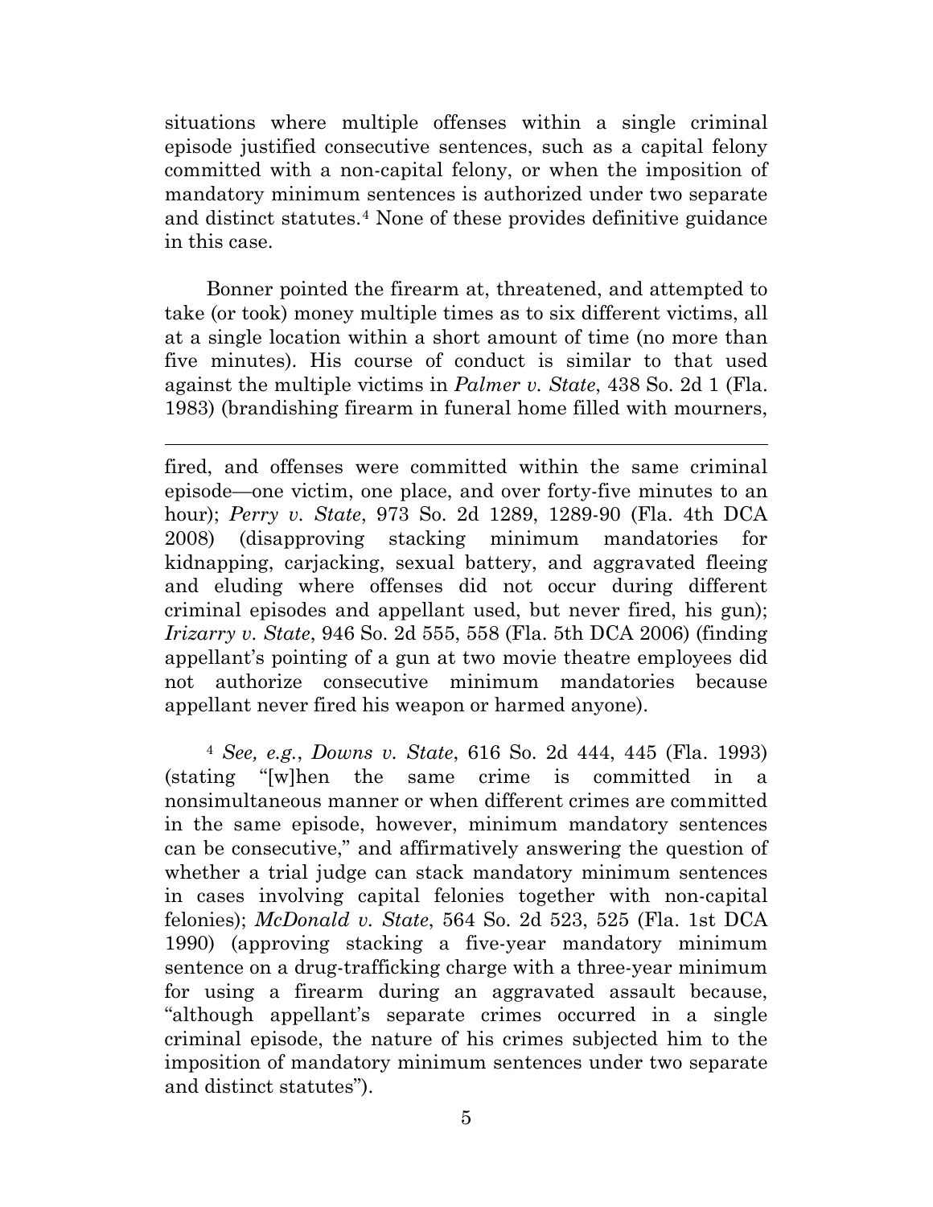situations where multiple offenses within a single criminal episode justified consecutive sentences, such as a capital felony committed with a non-capital felony, or when the imposition of mandatory minimum sentences is authorized under two separate and distinct statutes.[4] None of these provides definitive guidance in this case.

Bonner pointed the firearm at, threatened, and attempted to take (or took) money multiple times as to six different victims, all at a single location within a short amount of time (no more than five minutes). His course of conduct is similar to that used against the multiple victims in *Palmer v. State*, 438 So. 2d 1 (Fla. 1983) (brandishing firearm in funeral home filled with mourners,

---

fired, and offenses were committed within the same criminal episode—one victim, one place, and over forty-five minutes to an hour); *Perry v. State*, 973 So. 2d 1289, 1289-90 (Fla. 4th DCA 2008) (disapproving stacking minimum mandatories for kidnapping, carjacking, sexual battery, and aggravated fleeing and eluding where offenses did not occur during different criminal episodes and appellant used, but never fired, his gun); *Irizarry v. State*, 946 So. 2d 555, 558 (Fla. 5th DCA 2006) (finding appellant's pointing of a gun at two movie theatre employees did not authorize consecutive minimum mandatories because appellant never fired his weapon or harmed anyone).

[4] *See, e.g.*, *Downs v. State*, 616 So. 2d 444, 445 (Fla. 1993) (stating "[w]hen the same crime is committed in a nonsimultaneous manner or when different crimes are committed in the same episode, however, minimum mandatory sentences can be consecutive," and affirmatively answering the question of whether a trial judge can stack mandatory minimum sentences in cases involving capital felonies together with non-capital felonies); *McDonald v. State*, 564 So. 2d 523, 525 (Fla. 1st DCA 1990) (approving stacking a five-year mandatory minimum sentence on a drug-trafficking charge with a three-year minimum for using a firearm during an aggravated assault because, "although appellant's separate crimes occurred in a single criminal episode, the nature of his crimes subjected him to the imposition of mandatory minimum sentences under two separate and distinct statutes").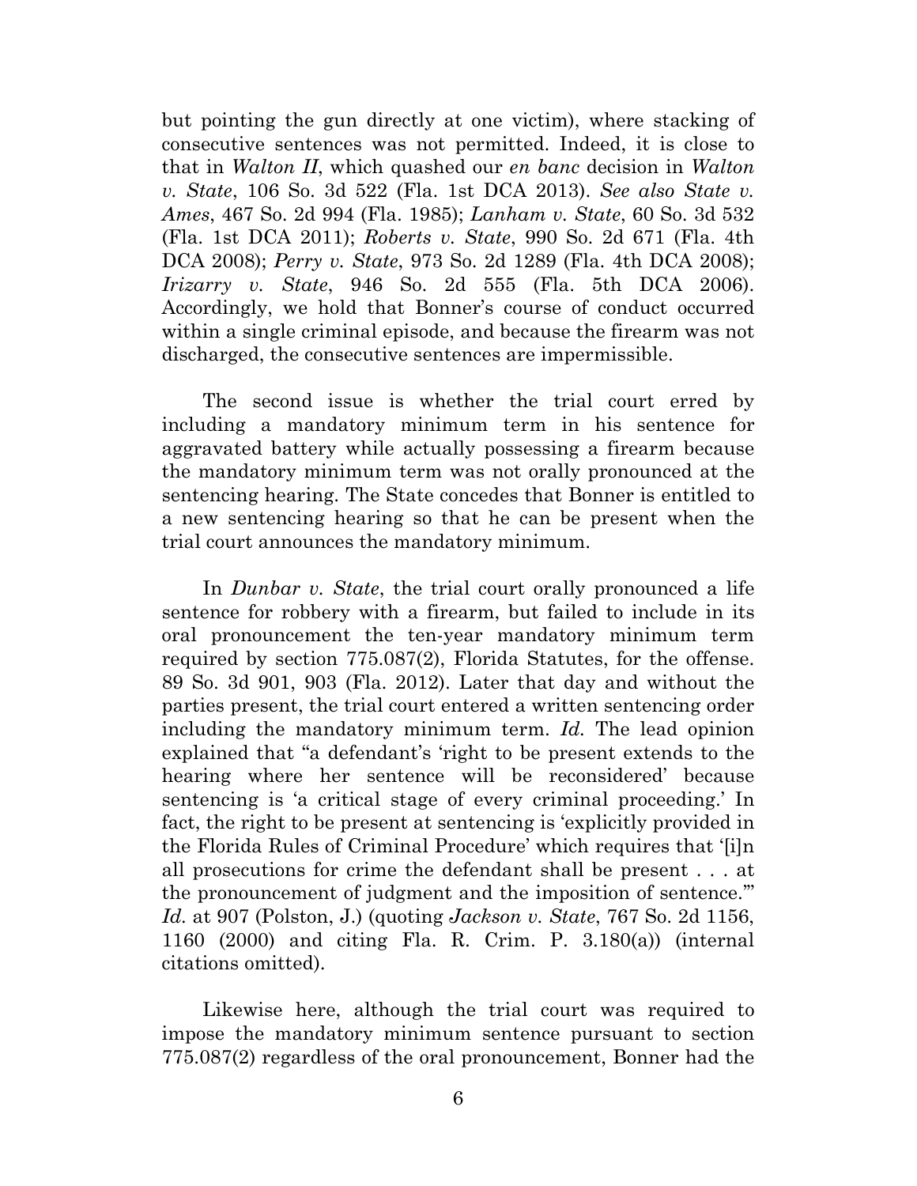but pointing the gun directly at one victim), where stacking of consecutive sentences was not permitted. Indeed, it is close to that in *Walton II*, which quashed our *en banc* decision in *Walton v. State*, 106 So. 3d 522 (Fla. 1st DCA 2013). *See also State v. Ames*, 467 So. 2d 994 (Fla. 1985); *Lanham v. State*, 60 So. 3d 532 (Fla. 1st DCA 2011); *Roberts v. State*, 990 So. 2d 671 (Fla. 4th DCA 2008); *Perry v. State*, 973 So. 2d 1289 (Fla. 4th DCA 2008); *Irizarry v. State*, 946 So. 2d 555 (Fla. 5th DCA 2006). Accordingly, we hold that Bonner's course of conduct occurred within a single criminal episode, and because the firearm was not discharged, the consecutive sentences are impermissible.

The second issue is whether the trial court erred by including a mandatory minimum term in his sentence for aggravated battery while actually possessing a firearm because the mandatory minimum term was not orally pronounced at the sentencing hearing. The State concedes that Bonner is entitled to a new sentencing hearing so that he can be present when the trial court announces the mandatory minimum.

In *Dunbar v. State*, the trial court orally pronounced a life sentence for robbery with a firearm, but failed to include in its oral pronouncement the ten-year mandatory minimum term required by section 775.087(2), Florida Statutes, for the offense. 89 So. 3d 901, 903 (Fla. 2012). Later that day and without the parties present, the trial court entered a written sentencing order including the mandatory minimum term. *Id.* The lead opinion explained that "a defendant's 'right to be present extends to the hearing where her sentence will be reconsidered' because sentencing is 'a critical stage of every criminal proceeding.' In fact, the right to be present at sentencing is 'explicitly provided in the Florida Rules of Criminal Procedure' which requires that '[i]n all prosecutions for crime the defendant shall be present . . . at the pronouncement of judgment and the imposition of sentence.'" *Id.* at 907 (Polston, J.) (quoting *Jackson v. State*, 767 So. 2d 1156, 1160 (2000) and citing Fla. R. Crim. P. 3.180(a)) (internal citations omitted).

Likewise here, although the trial court was required to impose the mandatory minimum sentence pursuant to section 775.087(2) regardless of the oral pronouncement, Bonner had the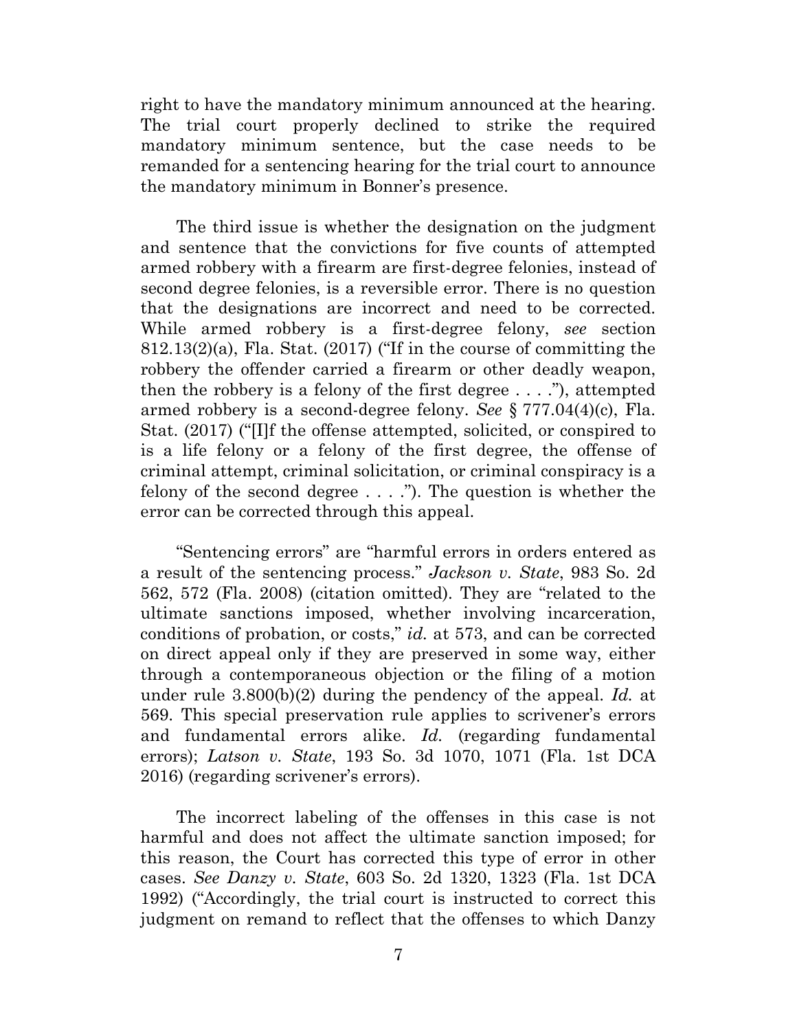right to have the mandatory minimum announced at the hearing. The trial court properly declined to strike the required mandatory minimum sentence, but the case needs to be remanded for a sentencing hearing for the trial court to announce the mandatory minimum in Bonner's presence.

The third issue is whether the designation on the judgment and sentence that the convictions for five counts of attempted armed robbery with a firearm are first-degree felonies, instead of second degree felonies, is a reversible error. There is no question that the designations are incorrect and need to be corrected. While armed robbery is a first-degree felony, *see* section 812.13(2)(a), Fla. Stat. (2017) ("If in the course of committing the robbery the offender carried a firearm or other deadly weapon, then the robbery is a felony of the first degree . . . ."), attempted armed robbery is a second-degree felony. *See* § 777.04(4)(c), Fla. Stat. (2017) ("[I]f the offense attempted, solicited, or conspired to is a life felony or a felony of the first degree, the offense of criminal attempt, criminal solicitation, or criminal conspiracy is a felony of the second degree . . . ."). The question is whether the error can be corrected through this appeal.

"Sentencing errors" are "harmful errors in orders entered as a result of the sentencing process." *Jackson v. State*, 983 So. 2d 562, 572 (Fla. 2008) (citation omitted). They are "related to the ultimate sanctions imposed, whether involving incarceration, conditions of probation, or costs," *id.* at 573, and can be corrected on direct appeal only if they are preserved in some way, either through a contemporaneous objection or the filing of a motion under rule 3.800(b)(2) during the pendency of the appeal. *Id.* at 569. This special preservation rule applies to scrivener's errors and fundamental errors alike. *Id.* (regarding fundamental errors); *Latson v. State*, 193 So. 3d 1070, 1071 (Fla. 1st DCA 2016) (regarding scrivener's errors).

The incorrect labeling of the offenses in this case is not harmful and does not affect the ultimate sanction imposed; for this reason, the Court has corrected this type of error in other cases. *See Danzy v. State*, 603 So. 2d 1320, 1323 (Fla. 1st DCA 1992) ("Accordingly, the trial court is instructed to correct this judgment on remand to reflect that the offenses to which Danzy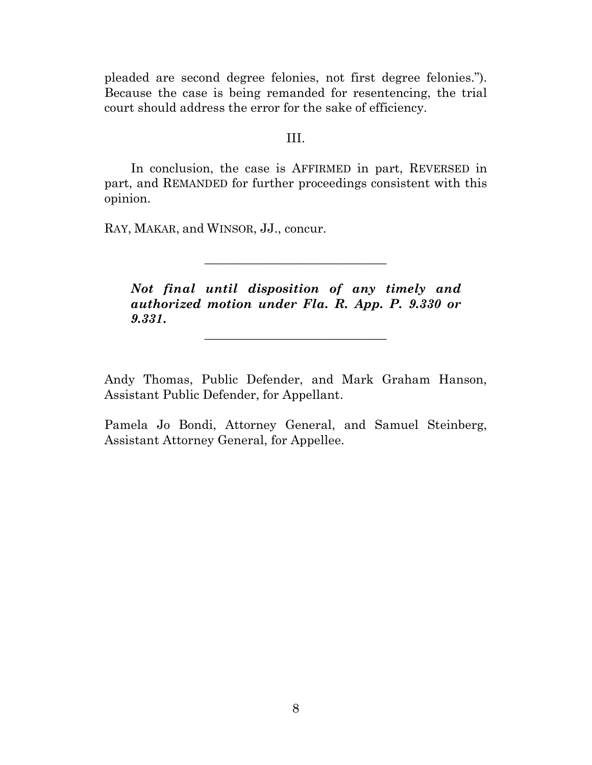pleaded are second degree felonies, not first degree felonies."). Because the case is being remanded for resentencing, the trial court should address the error for the sake of efficiency.

III.

In conclusion, the case is AFFIRMED in part, REVERSED in part, and REMANDED for further proceedings consistent with this opinion.

RAY, MAKAR, and WINSOR, JJ., concur.

---

***Not final until disposition of any timely and authorized motion under Fla. R. App. P. 9.330 or 9.331.***

---

Andy Thomas, Public Defender, and Mark Graham Hanson, Assistant Public Defender, for Appellant.

Pamela Jo Bondi, Attorney General, and Samuel Steinberg, Assistant Attorney General, for Appellee.